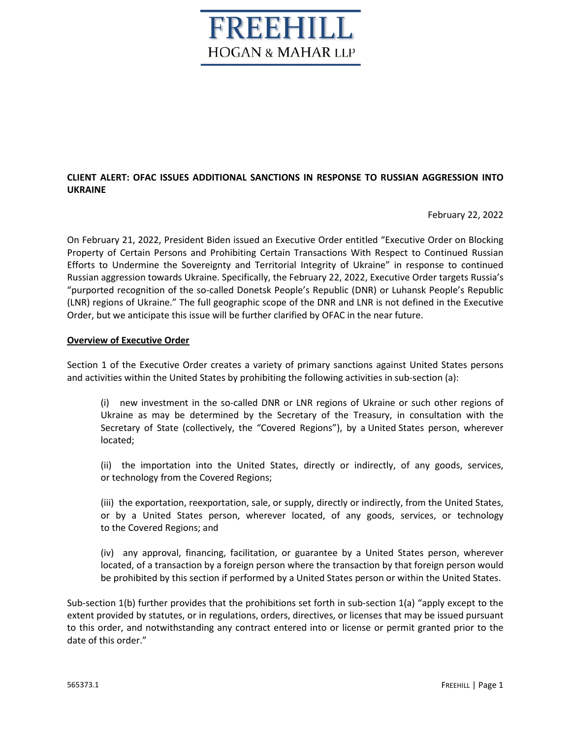# FREEHILL
## HOGAN & MAHAR LLP

**CLIENT ALERT: OFAC ISSUES ADDITIONAL SANCTIONS IN RESPONSE TO RUSSIAN AGGRESSION INTO UKRAINE**

February 22, 2022

On February 21, 2022, President Biden issued an Executive Order entitled "Executive Order on Blocking Property of Certain Persons and Prohibiting Certain Transactions With Respect to Continued Russian Efforts to Undermine the Sovereignty and Territorial Integrity of Ukraine" in response to continued Russian aggression towards Ukraine. Specifically, the February 22, 2022, Executive Order targets Russia's "purported recognition of the so-called Donetsk People's Republic (DNR) or Luhansk People's Republic (LNR) regions of Ukraine." The full geographic scope of the DNR and LNR is not defined in the Executive Order, but we anticipate this issue will be further clarified by OFAC in the near future.

**<u>Overview of Executive Order</u>**

Section 1 of the Executive Order creates a variety of primary sanctions against United States persons and activities within the United States by prohibiting the following activities in sub-section (a):

> (i) new investment in the so-called DNR or LNR regions of Ukraine or such other regions of Ukraine as may be determined by the Secretary of the Treasury, in consultation with the Secretary of State (collectively, the "Covered Regions"), by a United States person, wherever located;
>
> (ii) the importation into the United States, directly or indirectly, of any goods, services, or technology from the Covered Regions;
>
> (iii) the exportation, reexportation, sale, or supply, directly or indirectly, from the United States, or by a United States person, wherever located, of any goods, services, or technology to the Covered Regions; and
>
> (iv) any approval, financing, facilitation, or guarantee by a United States person, wherever located, of a transaction by a foreign person where the transaction by that foreign person would be prohibited by this section if performed by a United States person or within the United States.

Sub-section 1(b) further provides that the prohibitions set forth in sub-section 1(a) "apply except to the extent provided by statutes, or in regulations, orders, directives, or licenses that may be issued pursuant to this order, and notwithstanding any contract entered into or license or permit granted prior to the date of this order."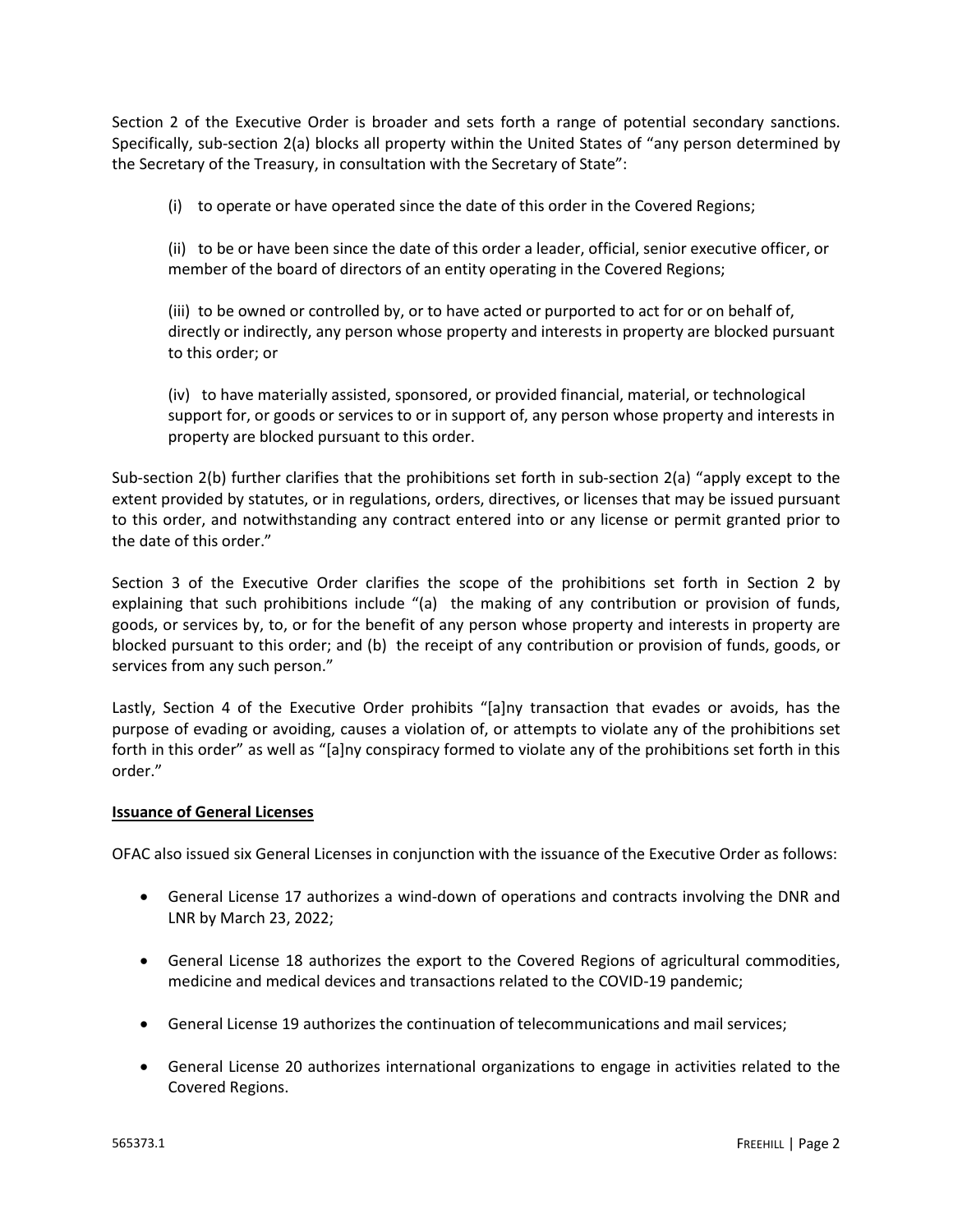Section 2 of the Executive Order is broader and sets forth a range of potential secondary sanctions. Specifically, sub-section 2(a) blocks all property within the United States of "any person determined by the Secretary of the Treasury, in consultation with the Secretary of State":

> (i) to operate or have operated since the date of this order in the Covered Regions;
>
> (ii) to be or have been since the date of this order a leader, official, senior executive officer, or member of the board of directors of an entity operating in the Covered Regions;
>
> (iii) to be owned or controlled by, or to have acted or purported to act for or on behalf of, directly or indirectly, any person whose property and interests in property are blocked pursuant to this order; or
>
> (iv) to have materially assisted, sponsored, or provided financial, material, or technological support for, or goods or services to or in support of, any person whose property and interests in property are blocked pursuant to this order.

Sub-section 2(b) further clarifies that the prohibitions set forth in sub-section 2(a) "apply except to the extent provided by statutes, or in regulations, orders, directives, or licenses that may be issued pursuant to this order, and notwithstanding any contract entered into or any license or permit granted prior to the date of this order."

Section 3 of the Executive Order clarifies the scope of the prohibitions set forth in Section 2 by explaining that such prohibitions include "(a) the making of any contribution or provision of funds, goods, or services by, to, or for the benefit of any person whose property and interests in property are blocked pursuant to this order; and (b) the receipt of any contribution or provision of funds, goods, or services from any such person."

Lastly, Section 4 of the Executive Order prohibits "[a]ny transaction that evades or avoids, has the purpose of evading or avoiding, causes a violation of, or attempts to violate any of the prohibitions set forth in this order" as well as "[a]ny conspiracy formed to violate any of the prohibitions set forth in this order."

**Issuance of General Licenses**

OFAC also issued six General Licenses in conjunction with the issuance of the Executive Order as follows:

- General License 17 authorizes a wind-down of operations and contracts involving the DNR and LNR by March 23, 2022;
- General License 18 authorizes the export to the Covered Regions of agricultural commodities, medicine and medical devices and transactions related to the COVID-19 pandemic;
- General License 19 authorizes the continuation of telecommunications and mail services;
- General License 20 authorizes international organizations to engage in activities related to the Covered Regions.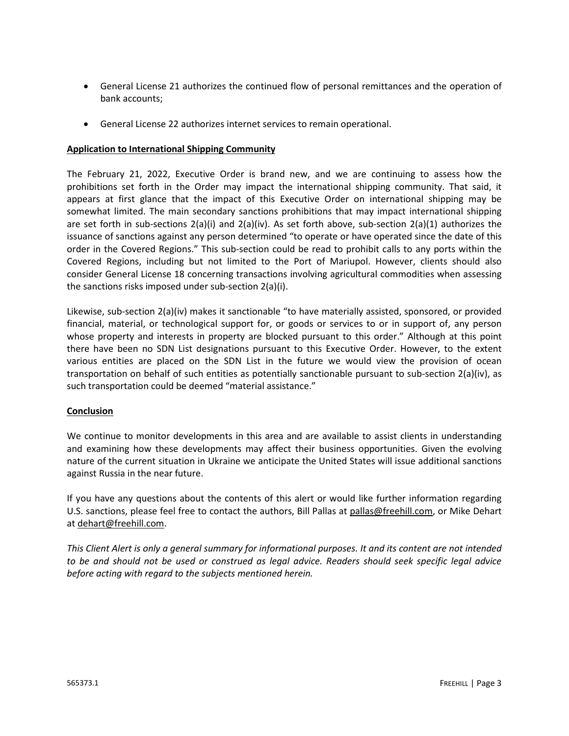- General License 21 authorizes the continued flow of personal remittances and the operation of bank accounts;
- General License 22 authorizes internet services to remain operational.

**Application to International Shipping Community**

The February 21, 2022, Executive Order is brand new, and we are continuing to assess how the prohibitions set forth in the Order may impact the international shipping community. That said, it appears at first glance that the impact of this Executive Order on international shipping may be somewhat limited. The main secondary sanctions prohibitions that may impact international shipping are set forth in sub-sections 2(a)(i) and 2(a)(iv). As set forth above, sub-section 2(a)(1) authorizes the issuance of sanctions against any person determined "to operate or have operated since the date of this order in the Covered Regions." This sub-section could be read to prohibit calls to any ports within the Covered Regions, including but not limited to the Port of Mariupol. However, clients should also consider General License 18 concerning transactions involving agricultural commodities when assessing the sanctions risks imposed under sub-section 2(a)(i).

Likewise, sub-section 2(a)(iv) makes it sanctionable "to have materially assisted, sponsored, or provided financial, material, or technological support for, or goods or services to or in support of, any person whose property and interests in property are blocked pursuant to this order." Although at this point there have been no SDN List designations pursuant to this Executive Order. However, to the extent various entities are placed on the SDN List in the future we would view the provision of ocean transportation on behalf of such entities as potentially sanctionable pursuant to sub-section 2(a)(iv), as such transportation could be deemed "material assistance."

**Conclusion**

We continue to monitor developments in this area and are available to assist clients in understanding and examining how these developments may affect their business opportunities. Given the evolving nature of the current situation in Ukraine we anticipate the United States will issue additional sanctions against Russia in the near future.

If you have any questions about the contents of this alert or would like further information regarding U.S. sanctions, please feel free to contact the authors, Bill Pallas at pallas@freehill.com, or Mike Dehart at dehart@freehill.com.

*This Client Alert is only a general summary for informational purposes. It and its content are not intended to be and should not be used or construed as legal advice. Readers should seek specific legal advice before acting with regard to the subjects mentioned herein.*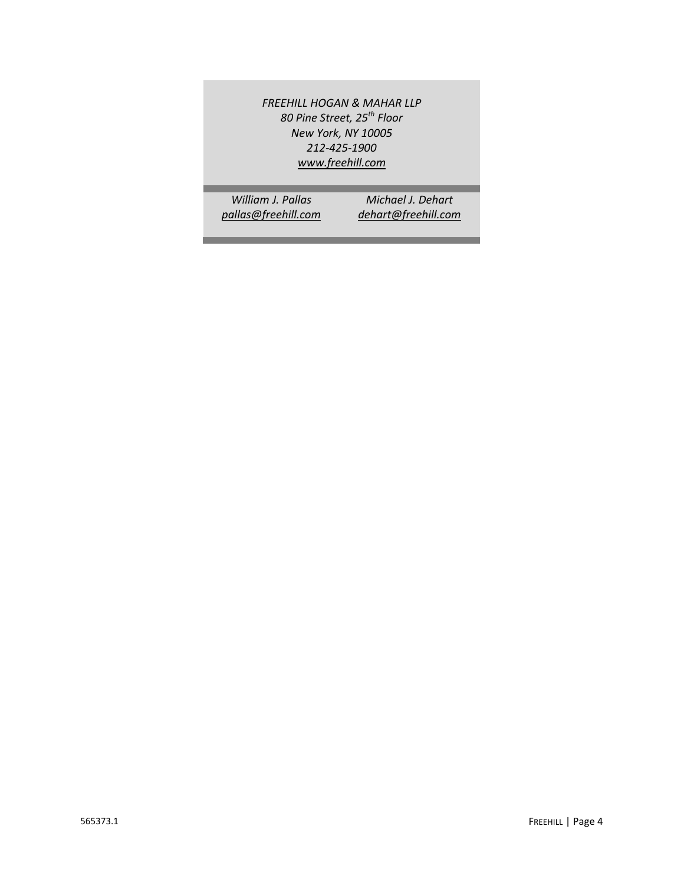*FREEHILL HOGAN & MAHAR LLP*
*80 Pine Street, 25th Floor*
*New York, NY 10005*
*212-425-1900*
*www.freehill.com*

| | |
|---|---|
| *William J. Pallas* | *Michael J. Dehart* |
| *pallas@freehill.com* | *dehart@freehill.com* |